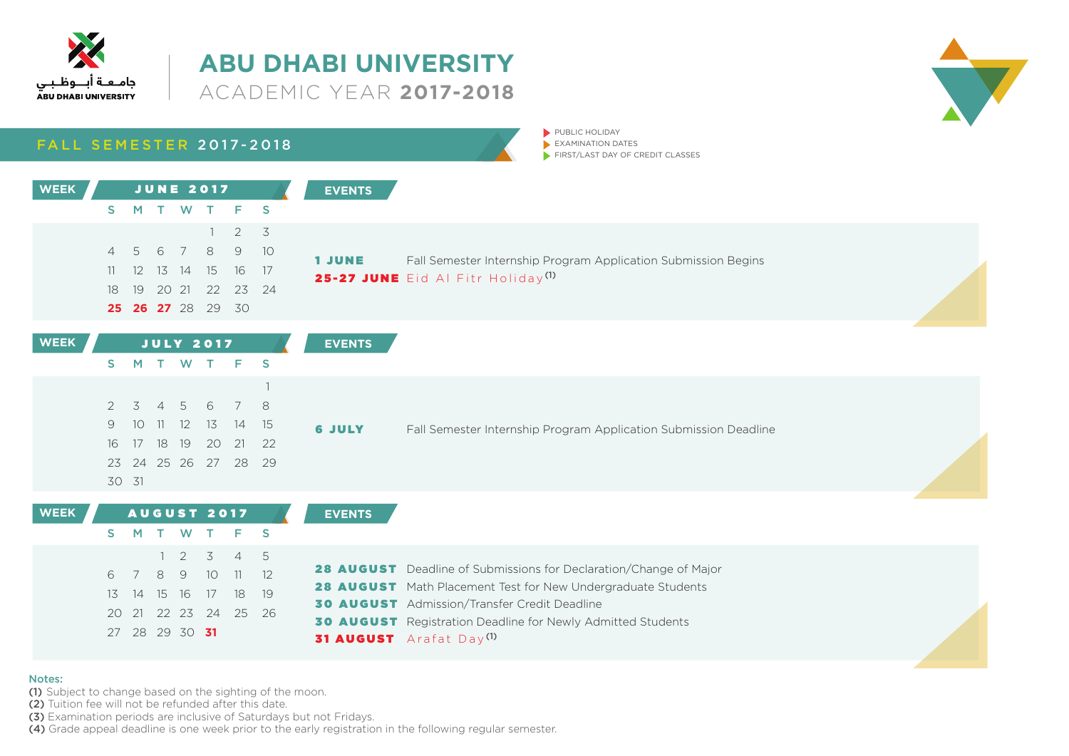جامعة أبوظبي
ABU DHABI UNIVERSITY

# ABU DHABI UNIVERSITY

## ACADEMIC YEAR 2017-2018

- PUBLIC HOLIDAY
- EXAMINATION DATES
- FIRST/LAST DAY OF CREDIT CLASSES

## FALL SEMESTER 2017-2018

### JUNE 2017

| WEEK | S | M | T | W | T | F | S |
|---|---|---|---|---|---|---|---|
| | | | | | 1 | 2 | 3 |
| | 4 | 5 | 6 | 7 | 8 | 9 | 10 |
| | 11 | 12 | 13 | 14 | 15 | 16 | 17 |
| | 18 | 19 | 20 | 21 | 22 | 23 | 24 |
| | **25** | **26** | **27** | 28 | 29 | 30 | |

**EVENTS**

| Date | Event |
|---|---|
| **1 JUNE** | Fall Semester Internship Program Application Submission Begins |
| **25-27 JUNE** | Eid Al Fitr Holiday (1) |

### JULY 2017

| WEEK | S | M | T | W | T | F | S |
|---|---|---|---|---|---|---|---|
| | | | | | | | 1 |
| | 2 | 3 | 4 | 5 | 6 | 7 | 8 |
| | 9 | 10 | 11 | 12 | 13 | 14 | 15 |
| | 16 | 17 | 18 | 19 | 20 | 21 | 22 |
| | 23 | 24 | 25 | 26 | 27 | 28 | 29 |
| | 30 | 31 | | | | | |

**EVENTS**

| Date | Event |
|---|---|
| **6 JULY** | Fall Semester Internship Program Application Submission Deadline |

### AUGUST 2017

| WEEK | S | M | T | W | T | F | S |
|---|---|---|---|---|---|---|---|
| | | | 1 | 2 | 3 | 4 | 5 |
| | 6 | 7 | 8 | 9 | 10 | 11 | 12 |
| | 13 | 14 | 15 | 16 | 17 | 18 | 19 |
| | 20 | 21 | 22 | 23 | 24 | 25 | 26 |
| | 27 | 28 | 29 | 30 | **31** | | |

**EVENTS**

| Date | Event |
|---|---|
| **28 AUGUST** | Deadline of Submissions for Declaration/Change of Major |
| **28 AUGUST** | Math Placement Test for New Undergraduate Students |
| **30 AUGUST** | Admission/Transfer Credit Deadline |
| **30 AUGUST** | Registration Deadline for Newly Admitted Students |
| **31 AUGUST** | Arafat Day (1) |

Notes:
**(1)** Subject to change based on the sighting of the moon.
**(2)** Tuition fee will not be refunded after this date.
**(3)** Examination periods are inclusive of Saturdays but not Fridays.
**(4)** Grade appeal deadline is one week prior to the early registration in the following regular semester.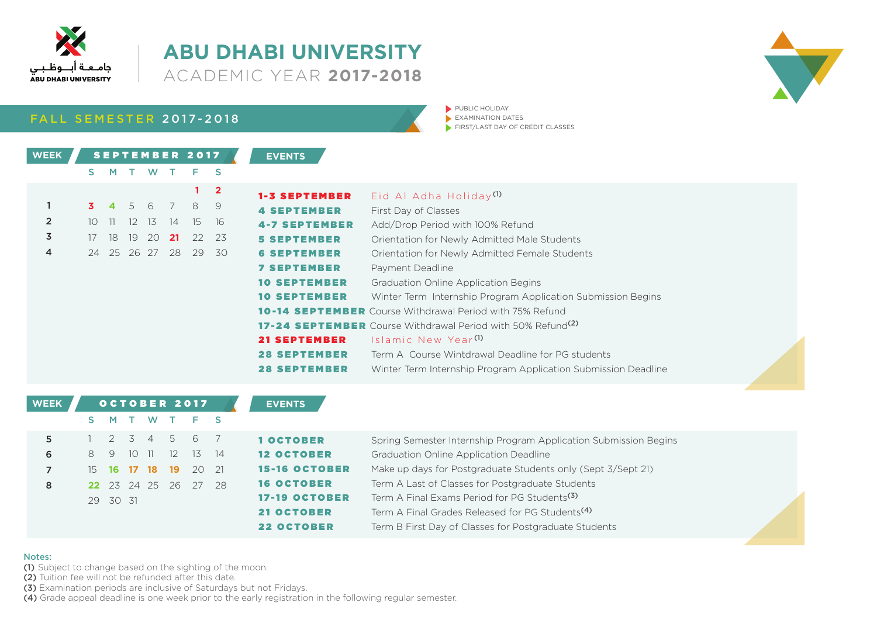# ABU DHABI UNIVERSITY

## ACADEMIC YEAR 2017-2018

جامعة أبوظبي
ABU DHABI UNIVERSITY

## FALL SEMESTER 2017-2018

- PUBLIC HOLIDAY
- EXAMINATION DATES
- FIRST/LAST DAY OF CREDIT CLASSES

### SEPTEMBER 2017

| WEEK | S | M | T | W | T | F | S |
|---|---|---|---|---|---|---|---|
| | | | | | | 1 | 2 |
| 1 | 3 | 4 | 5 | 6 | 7 | 8 | 9 |
| 2 | 10 | 11 | 12 | 13 | 14 | 15 | 16 |
| 3 | 17 | 18 | 19 | 20 | 21 | 22 | 23 |
| 4 | 24 | 25 | 26 | 27 | 28 | 29 | 30 |

**EVENTS**

| Date | Event |
|---|---|
| 1-3 SEPTEMBER | Eid Al Adha Holiday (1) |
| 4 SEPTEMBER | First Day of Classes |
| 4-7 SEPTEMBER | Add/Drop Period with 100% Refund |
| 5 SEPTEMBER | Orientation for Newly Admitted Male Students |
| 6 SEPTEMBER | Orientation for Newly Admitted Female Students |
| 7 SEPTEMBER | Payment Deadline |
| 10 SEPTEMBER | Graduation Online Application Begins |
| 10 SEPTEMBER | Winter Term Internship Program Application Submission Begins |
| 10-14 SEPTEMBER | Course Withdrawal Period with 75% Refund |
| 17-24 SEPTEMBER | Course Withdrawal Period with 50% Refund (2) |
| 21 SEPTEMBER | Islamic New Year (1) |
| 28 SEPTEMBER | Term A Course Wintdrawal Deadline for PG students |
| 28 SEPTEMBER | Winter Term Internship Program Application Submission Deadline |

### OCTOBER 2017

| WEEK | S | M | T | W | T | F | S |
|---|---|---|---|---|---|---|---|
| 5 | 1 | 2 | 3 | 4 | 5 | 6 | 7 |
| 6 | 8 | 9 | 10 | 11 | 12 | 13 | 14 |
| 7 | 15 | 16 | 17 | 18 | 19 | 20 | 21 |
| 8 | 22 | 23 | 24 | 25 | 26 | 27 | 28 |
| | 29 | 30 | 31 | | | | |

**EVENTS**

| Date | Event |
|---|---|
| 1 OCTOBER | Spring Semester Internship Program Application Submission Begins |
| 12 OCTOBER | Graduation Online Application Deadline |
| 15-16 OCTOBER | Make up days for Postgraduate Students only (Sept 3/Sept 21) |
| 16 OCTOBER | Term A Last of Classes for Postgraduate Students |
| 17-19 OCTOBER | Term A Final Exams Period for PG Students (3) |
| 21 OCTOBER | Term A Final Grades Released for PG Students (4) |
| 22 OCTOBER | Term B First Day of Classes for Postgraduate Students |

**Notes:**

**(1)** Subject to change based on the sighting of the moon.
**(2)** Tuition fee will not be refunded after this date.
**(3)** Examination periods are inclusive of Saturdays but not Fridays.
**(4)** Grade appeal deadline is one week prior to the early registration in the following regular semester.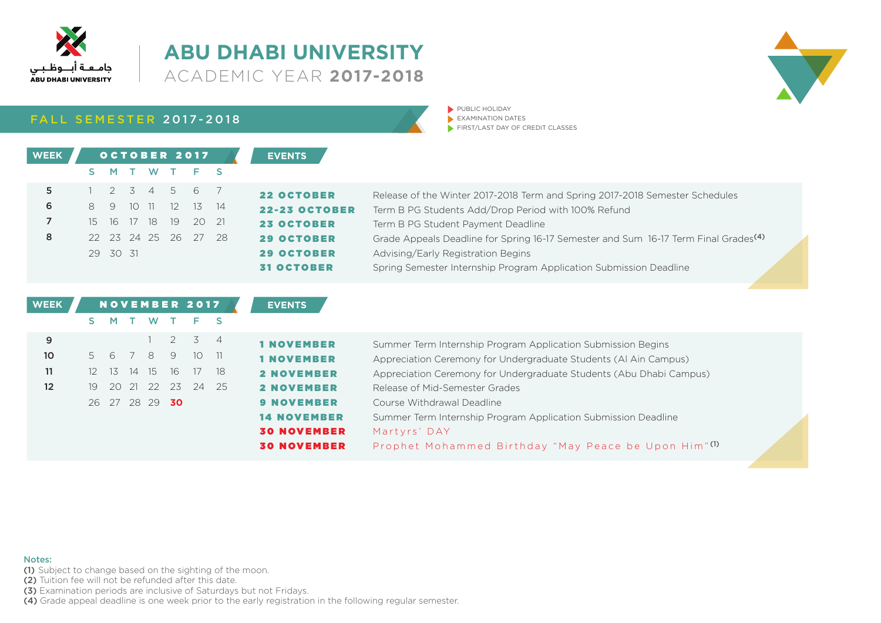# ABU DHABI UNIVERSITY

## ACADEMIC YEAR **2017-2018**

## FALL SEMESTER 2017-2018

- PUBLIC HOLIDAY
- EXAMINATION DATES
- FIRST/LAST DAY OF CREDIT CLASSES

### OCTOBER 2017

| WEEK | S | M | T | W | T | F | S |
|---|---|---|---|---|---|---|---|
| 5 | 1 | 2 | 3 | 4 | 5 | 6 | 7 |
| 6 | 8 | 9 | 10 | 11 | 12 | 13 | 14 |
| 7 | 15 | 16 | 17 | 18 | 19 | 20 | 21 |
| 8 | 22 | 23 | 24 | 25 | 26 | 27 | 28 |
| | 29 | 30 | 31 | | | | |

**EVENTS**

| Date | Event |
|---|---|
| 22 OCTOBER | Release of the Winter 2017-2018 Term and Spring 2017-2018 Semester Schedules |
| 22-23 OCTOBER | Term B PG Students Add/Drop Period with 100% Refund |
| 23 OCTOBER | Term B PG Student Payment Deadline |
| 29 OCTOBER | Grade Appeals Deadline for Spring 16-17 Semester and Sum 16-17 Term Final Grades(4) |
| 29 OCTOBER | Advising/Early Registration Begins |
| 31 OCTOBER | Spring Semester Internship Program Application Submission Deadline |

### NOVEMBER 2017

| WEEK | S | M | T | W | T | F | S |
|---|---|---|---|---|---|---|---|
| 9 | | | | 1 | 2 | 3 | 4 |
| 10 | 5 | 6 | 7 | 8 | 9 | 10 | 11 |
| 11 | 12 | 13 | 14 | 15 | 16 | 17 | 18 |
| 12 | 19 | 20 | 21 | 22 | 23 | 24 | 25 |
| | 26 | 27 | 28 | 29 | 30 | | |

**EVENTS**

| Date | Event |
|---|---|
| 1 NOVEMBER | Summer Term Internship Program Application Submission Begins |
| 1 NOVEMBER | Appreciation Ceremony for Undergraduate Students (Al Ain Campus) |
| 2 NOVEMBER | Appreciation Ceremony for Undergraduate Students (Abu Dhabi Campus) |
| 2 NOVEMBER | Release of Mid-Semester Grades |
| 9 NOVEMBER | Course Withdrawal Deadline |
| 14 NOVEMBER | Summer Term Internship Program Application Submission Deadline |
| 30 NOVEMBER | Martyrs' DAY |
| 30 NOVEMBER | Prophet Mohammed Birthday "May Peace be Upon Him"(1) |

Notes:

(1) Subject to change based on the sighting of the moon.
(2) Tuition fee will not be refunded after this date.
(3) Examination periods are inclusive of Saturdays but not Fridays.
(4) Grade appeal deadline is one week prior to the early registration in the following regular semester.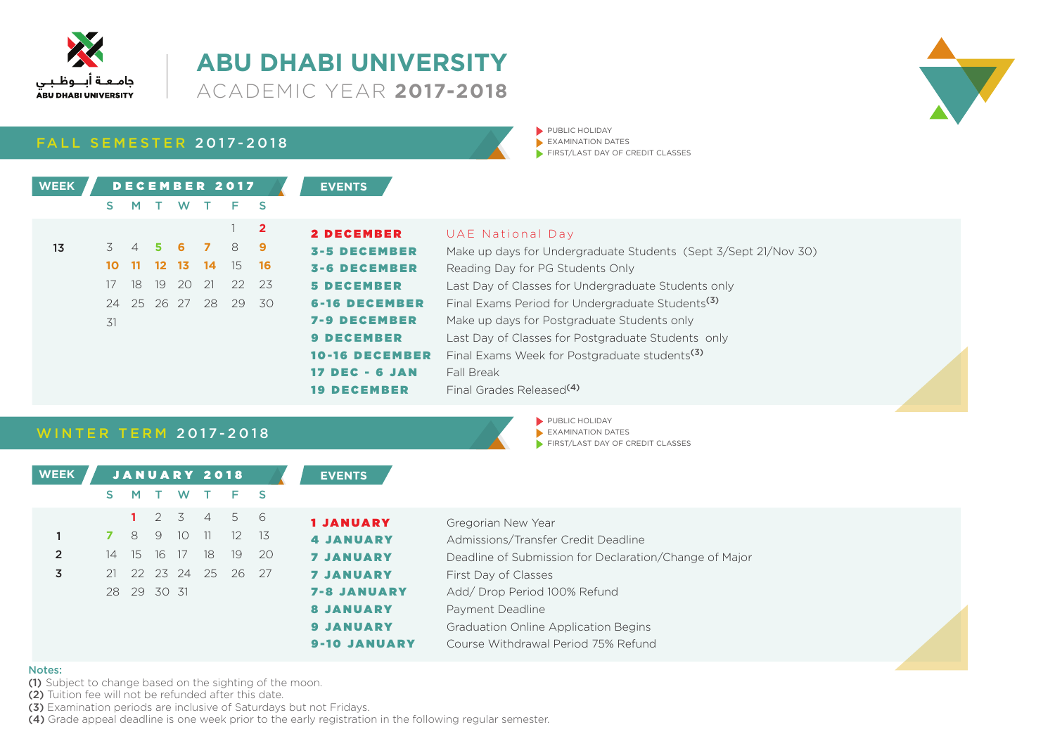# ABU DHABI UNIVERSITY

ACADEMIC YEAR **2017-2018**

## FALL SEMESTER 2017-2018

- PUBLIC HOLIDAY
- EXAMINATION DATES
- FIRST/LAST DAY OF CREDIT CLASSES

| WEEK | S | M | T | W | T | F | S |
|---|---|---|---|---|---|---|---|
| | **DECEMBER 2017** | | | | | | |
| | | | | | | 1 | 2 |
| 13 | 3 | 4 | 5 | 6 | 7 | 8 | 9 |
| | 10 | 11 | 12 | 13 | 14 | 15 | 16 |
| | 17 | 18 | 19 | 20 | 21 | 22 | 23 |
| | 24 | 25 | 26 | 27 | 28 | 29 | 30 |
| | 31 | | | | | | |

### EVENTS

| Date | Event |
|---|---|
| **2 DECEMBER** | UAE National Day |
| **3-5 DECEMBER** | Make up days for Undergraduate Students (Sept 3/Sept 21/Nov 30) |
| **3-6 DECEMBER** | Reading Day for PG Students Only |
| **5 DECEMBER** | Last Day of Classes for Undergraduate Students only |
| **6-16 DECEMBER** | Final Exams Period for Undergraduate Students(3) |
| **7-9 DECEMBER** | Make up days for Postgraduate Students only |
| **9 DECEMBER** | Last Day of Classes for Postgraduate Students only |
| **10-16 DECEMBER** | Final Exams Week for Postgraduate students(3) |
| **17 DEC - 6 JAN** | Fall Break |
| **19 DECEMBER** | Final Grades Released(4) |

## WINTER TERM 2017-2018

- PUBLIC HOLIDAY
- EXAMINATION DATES
- FIRST/LAST DAY OF CREDIT CLASSES

| WEEK | S | M | T | W | T | F | S |
|---|---|---|---|---|---|---|---|
| | **JANUARY 2018** | | | | | | |
| | | 1 | 2 | 3 | 4 | 5 | 6 |
| 1 | 7 | 8 | 9 | 10 | 11 | 12 | 13 |
| 2 | 14 | 15 | 16 | 17 | 18 | 19 | 20 |
| 3 | 21 | 22 | 23 | 24 | 25 | 26 | 27 |
| | 28 | 29 | 30 | 31 | | | |

### EVENTS

| Date | Event |
|---|---|
| **1 JANUARY** | Gregorian New Year |
| **4 JANUARY** | Admissions/Transfer Credit Deadline |
| **7 JANUARY** | Deadline of Submission for Declaration/Change of Major |
| **7 JANUARY** | First Day of Classes |
| **7-8 JANUARY** | Add/ Drop Period 100% Refund |
| **8 JANUARY** | Payment Deadline |
| **9 JANUARY** | Graduation Online Application Begins |
| **9-10 JANUARY** | Course Withdrawal Period 75% Refund |

**Notes:**

**(1)** Subject to change based on the sighting of the moon.
**(2)** Tuition fee will not be refunded after this date.
**(3)** Examination periods are inclusive of Saturdays but not Fridays.
**(4)** Grade appeal deadline is one week prior to the early registration in the following regular semester.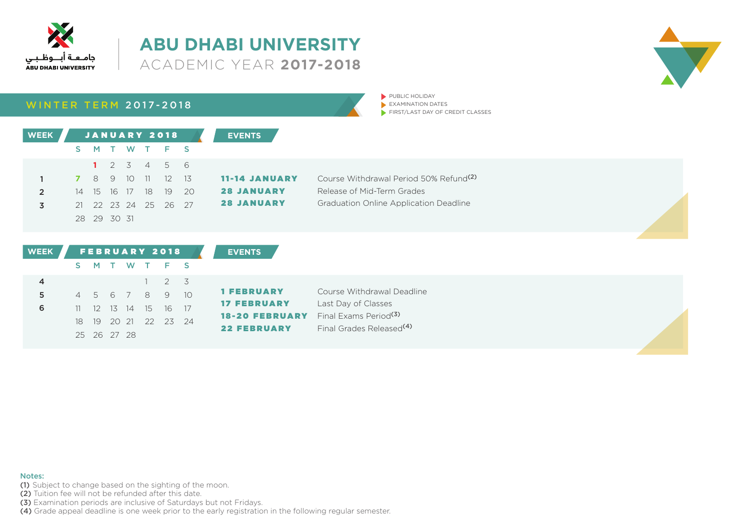جامعة أبوظبي
ABU DHABI UNIVERSITY

# ABU DHABI UNIVERSITY
ACADEMIC YEAR **2017-2018**

## WINTER TERM 2017-2018

- PUBLIC HOLIDAY
- EXAMINATION DATES
- FIRST/LAST DAY OF CREDIT CLASSES

| WEEK | S | M | T | W | T | F | S |
|---|---|---|---|---|---|---|---|
| | | 1 | 2 | 3 | 4 | 5 | 6 |
| 1 | 7 | 8 | 9 | 10 | 11 | 12 | 13 |
| 2 | 14 | 15 | 16 | 17 | 18 | 19 | 20 |
| 3 | 21 | 22 | 23 | 24 | 25 | 26 | 27 |
| | 28 | 29 | 30 | 31 | | | |

JANUARY 2018

| EVENTS | |
|---|---|
| **11-14 JANUARY** | Course Withdrawal Period 50% Refund(2) |
| **28 JANUARY** | Release of Mid-Term Grades |
| **28 JANUARY** | Graduation Online Application Deadline |

FEBRUARY 2018

| WEEK | S | M | T | W | T | F | S |
|---|---|---|---|---|---|---|---|
| 4 | | | | | 1 | 2 | 3 |
| 5 | 4 | 5 | 6 | 7 | 8 | 9 | 10 |
| 6 | 11 | 12 | 13 | 14 | 15 | 16 | 17 |
| | 18 | 19 | 20 | 21 | 22 | 23 | 24 |
| | 25 | 26 | 27 | 28 | | | |

| EVENTS | |
|---|---|
| **1 FEBRUARY** | Course Withdrawal Deadline |
| **17 FEBRUARY** | Last Day of Classes |
| **18-20 FEBRUARY** | Final Exams Period(3) |
| **22 FEBRUARY** | Final Grades Released(4) |

Notes:
**(1)** Subject to change based on the sighting of the moon.
**(2)** Tuition fee will not be refunded after this date.
**(3)** Examination periods are inclusive of Saturdays but not Fridays.
**(4)** Grade appeal deadline is one week prior to the early registration in the following regular semester.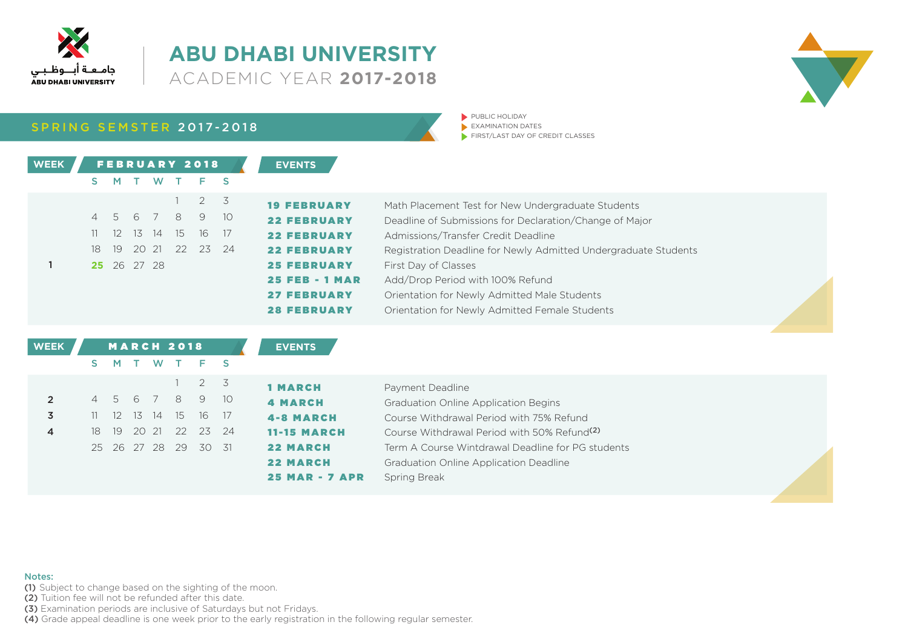# ABU DHABI UNIVERSITY

ACADEMIC YEAR **2017-2018**

## SPRING SEMSTER 2017-2018

- PUBLIC HOLIDAY
- EXAMINATION DATES
- FIRST/LAST DAY OF CREDIT CLASSES

| WEEK | S | M | T | W | T | F | S |
|---|---|---|---|---|---|---|---|
| | **FEBRUARY 2018** | | | | | | |
| | | | | | 1 | 2 | 3 |
| | 4 | 5 | 6 | 7 | 8 | 9 | 10 |
| | 11 | 12 | 13 | 14 | 15 | 16 | 17 |
| | 18 | 19 | 20 | 21 | 22 | 23 | 24 |
| 1 | **25** | 26 | 27 | 28 | | | |

| EVENTS | |
|---|---|
| **19 FEBRUARY** | Math Placement Test for New Undergraduate Students |
| **22 FEBRUARY** | Deadline of Submissions for Declaration/Change of Major |
| **22 FEBRUARY** | Admissions/Transfer Credit Deadline |
| **22 FEBRUARY** | Registration Deadline for Newly Admitted Undergraduate Students |
| **25 FEBRUARY** | First Day of Classes |
| **25 FEB - 1 MAR** | Add/Drop Period with 100% Refund |
| **27 FEBRUARY** | Orientation for Newly Admitted Male Students |
| **28 FEBRUARY** | Orientation for Newly Admitted Female Students |

| WEEK | S | M | T | W | T | F | S |
|---|---|---|---|---|---|---|---|
| | **MARCH 2018** | | | | | | |
| | | | | | 1 | 2 | 3 |
| 2 | 4 | 5 | 6 | 7 | 8 | 9 | 10 |
| 3 | 11 | 12 | 13 | 14 | 15 | 16 | 17 |
| 4 | 18 | 19 | 20 | 21 | 22 | 23 | 24 |
| | 25 | 26 | 27 | 28 | 29 | 30 | 31 |

| EVENTS | |
|---|---|
| **1 MARCH** | Payment Deadline |
| **4 MARCH** | Graduation Online Application Begins |
| **4-8 MARCH** | Course Withdrawal Period with 75% Refund |
| **11-15 MARCH** | Course Withdrawal Period with 50% Refund(2) |
| **22 MARCH** | Term A Course Wintdrawal Deadline for PG students |
| **22 MARCH** | Graduation Online Application Deadline |
| **25 MAR - 7 APR** | Spring Break |

Notes:
**(1)** Subject to change based on the sighting of the moon.
**(2)** Tuition fee will not be refunded after this date.
**(3)** Examination periods are inclusive of Saturdays but not Fridays.
**(4)** Grade appeal deadline is one week prior to the early registration in the following regular semester.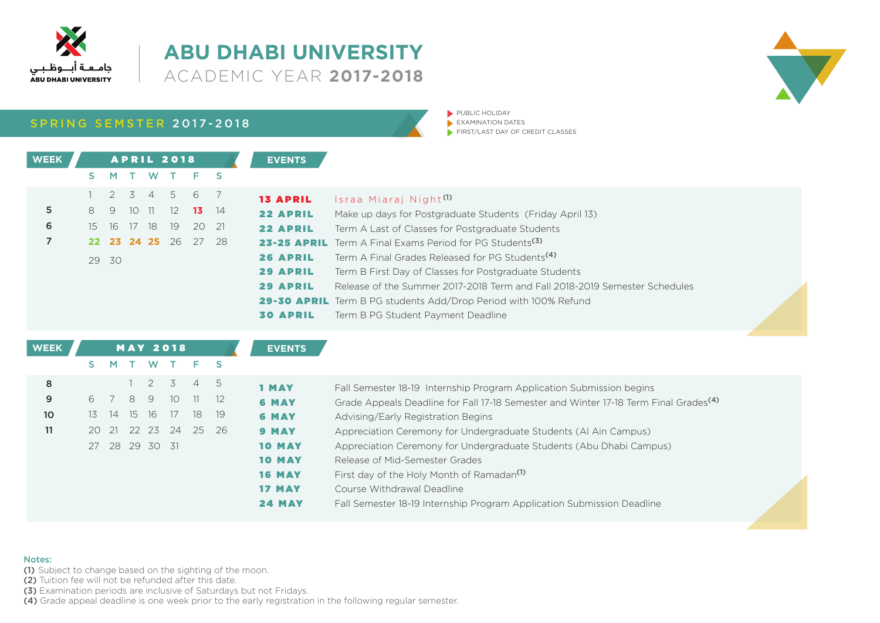# ABU DHABI UNIVERSITY

## ACADEMIC YEAR 2017-2018

جامعة أبوظبي
ABU DHABI UNIVERSITY

## SPRING SEMSTER 2017-2018

- PUBLIC HOLIDAY
- EXAMINATION DATES
- FIRST/LAST DAY OF CREDIT CLASSES

### APRIL 2018

| WEEK | S | M | T | W | T | F | S |
|---|---|---|---|---|---|---|---|
| | 1 | 2 | 3 | 4 | 5 | 6 | 7 |
| 5 | 8 | 9 | 10 | 11 | 12 | 13 | 14 |
| 6 | 15 | 16 | 17 | 18 | 19 | 20 | 21 |
| 7 | 22 | 23 | 24 | 25 | 26 | 27 | 28 |
| | 29 | 30 | | | | | |

**EVENTS**

| Date | Event |
|---|---|
| **13 APRIL** | Israa Miaraj Night[1] |
| **22 APRIL** | Make up days for Postgraduate Students (Friday April 13) |
| **22 APRIL** | Term A Last of Classes for Postgraduate Students |
| **23-25 APRIL** | Term A Final Exams Period for PG Students[3] |
| **26 APRIL** | Term A Final Grades Released for PG Students[4] |
| **29 APRIL** | Term B First Day of Classes for Postgraduate Students |
| **29 APRIL** | Release of the Summer 2017-2018 Term and Fall 2018-2019 Semester Schedules |
| **29-30 APRIL** | Term B PG students Add/Drop Period with 100% Refund |
| **30 APRIL** | Term B PG Student Payment Deadline |

### MAY 2018

| WEEK | S | M | T | W | T | F | S |
|---|---|---|---|---|---|---|---|
| 8 | | | 1 | 2 | 3 | 4 | 5 |
| 9 | 6 | 7 | 8 | 9 | 10 | 11 | 12 |
| 10 | 13 | 14 | 15 | 16 | 17 | 18 | 19 |
| 11 | 20 | 21 | 22 | 23 | 24 | 25 | 26 |
| | 27 | 28 | 29 | 30 | 31 | | |

**EVENTS**

| Date | Event |
|---|---|
| **1 MAY** | Fall Semester 18-19 Internship Program Application Submission begins |
| **6 MAY** | Grade Appeals Deadline for Fall 17-18 Semester and Winter 17-18 Term Final Grades[4] |
| **6 MAY** | Advising/Early Registration Begins |
| **9 MAY** | Appreciation Ceremony for Undergraduate Students (Al Ain Campus) |
| **10 MAY** | Appreciation Ceremony for Undergraduate Students (Abu Dhabi Campus) |
| **10 MAY** | Release of Mid-Semester Grades |
| **16 MAY** | First day of the Holy Month of Ramadan[1] |
| **17 MAY** | Course Withdrawal Deadline |
| **24 MAY** | Fall Semester 18-19 Internship Program Application Submission Deadline |

**Notes:**

**(1)** Subject to change based on the sighting of the moon.
**(2)** Tuition fee will not be refunded after this date.
**(3)** Examination periods are inclusive of Saturdays but not Fridays.
**(4)** Grade appeal deadline is one week prior to the early registration in the following regular semester.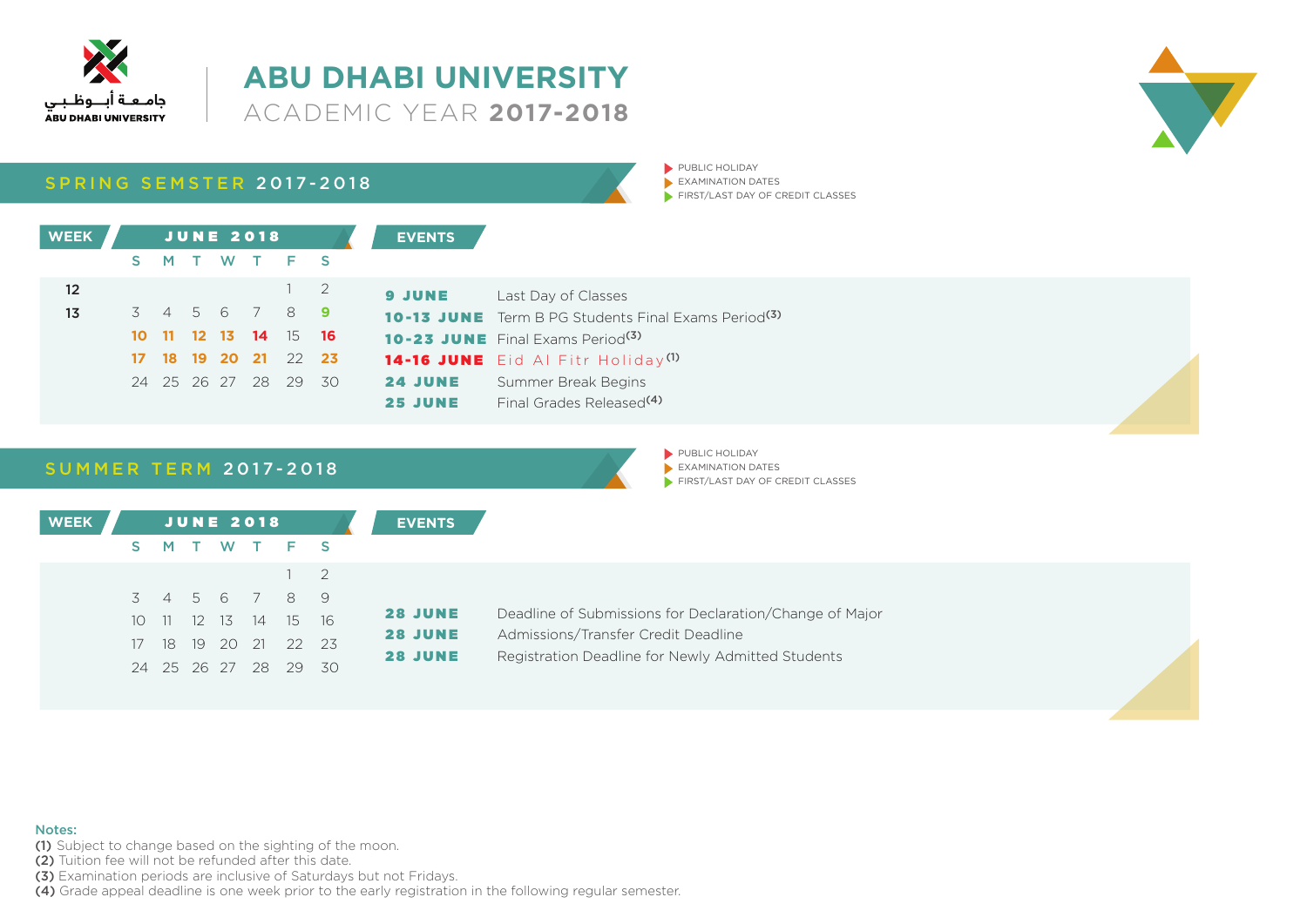# ABU DHABI UNIVERSITY

ACADEMIC YEAR **2017-2018**

## SPRING SEMSTER 2017-2018

- PUBLIC HOLIDAY
- EXAMINATION DATES
- FIRST/LAST DAY OF CREDIT CLASSES

| WEEK | S | M | T | W | T | F | S |
|---|---|---|---|---|---|---|---|
| | | | | **JUNE 2018** | | | |
| 12 | | | | | | 1 | 2 |
| 13 | 3 | 4 | 5 | 6 | 7 | 8 | 9 |
| | 10 | 11 | 12 | 13 | 14 | 15 | 16 |
| | 17 | 18 | 19 | 20 | 21 | 22 | 23 |
| | 24 | 25 | 26 | 27 | 28 | 29 | 30 |

**EVENTS**

| Date | Event |
|---|---|
| **9 JUNE** | Last Day of Classes |
| **10-13 JUNE** | Term B PG Students Final Exams Period(3) |
| **10-23 JUNE** | Final Exams Period(3) |
| **14-16 JUNE** | Eid Al Fitr Holiday(1) |
| **24 JUNE** | Summer Break Begins |
| **25 JUNE** | Final Grades Released(4) |

## SUMMER TERM 2017-2018

- PUBLIC HOLIDAY
- EXAMINATION DATES
- FIRST/LAST DAY OF CREDIT CLASSES

| WEEK | S | M | T | W | T | F | S |
|---|---|---|---|---|---|---|---|
| | | | | **JUNE 2018** | | | |
| | | | | | | 1 | 2 |
| | 3 | 4 | 5 | 6 | 7 | 8 | 9 |
| | 10 | 11 | 12 | 13 | 14 | 15 | 16 |
| | 17 | 18 | 19 | 20 | 21 | 22 | 23 |
| | 24 | 25 | 26 | 27 | 28 | 29 | 30 |

**EVENTS**

| Date | Event |
|---|---|
| **28 JUNE** | Deadline of Submissions for Declaration/Change of Major |
| **28 JUNE** | Admissions/Transfer Credit Deadline |
| **28 JUNE** | Registration Deadline for Newly Admitted Students |

Notes:

**(1)** Subject to change based on the sighting of the moon.
**(2)** Tuition fee will not be refunded after this date.
**(3)** Examination periods are inclusive of Saturdays but not Fridays.
**(4)** Grade appeal deadline is one week prior to the early registration in the following regular semester.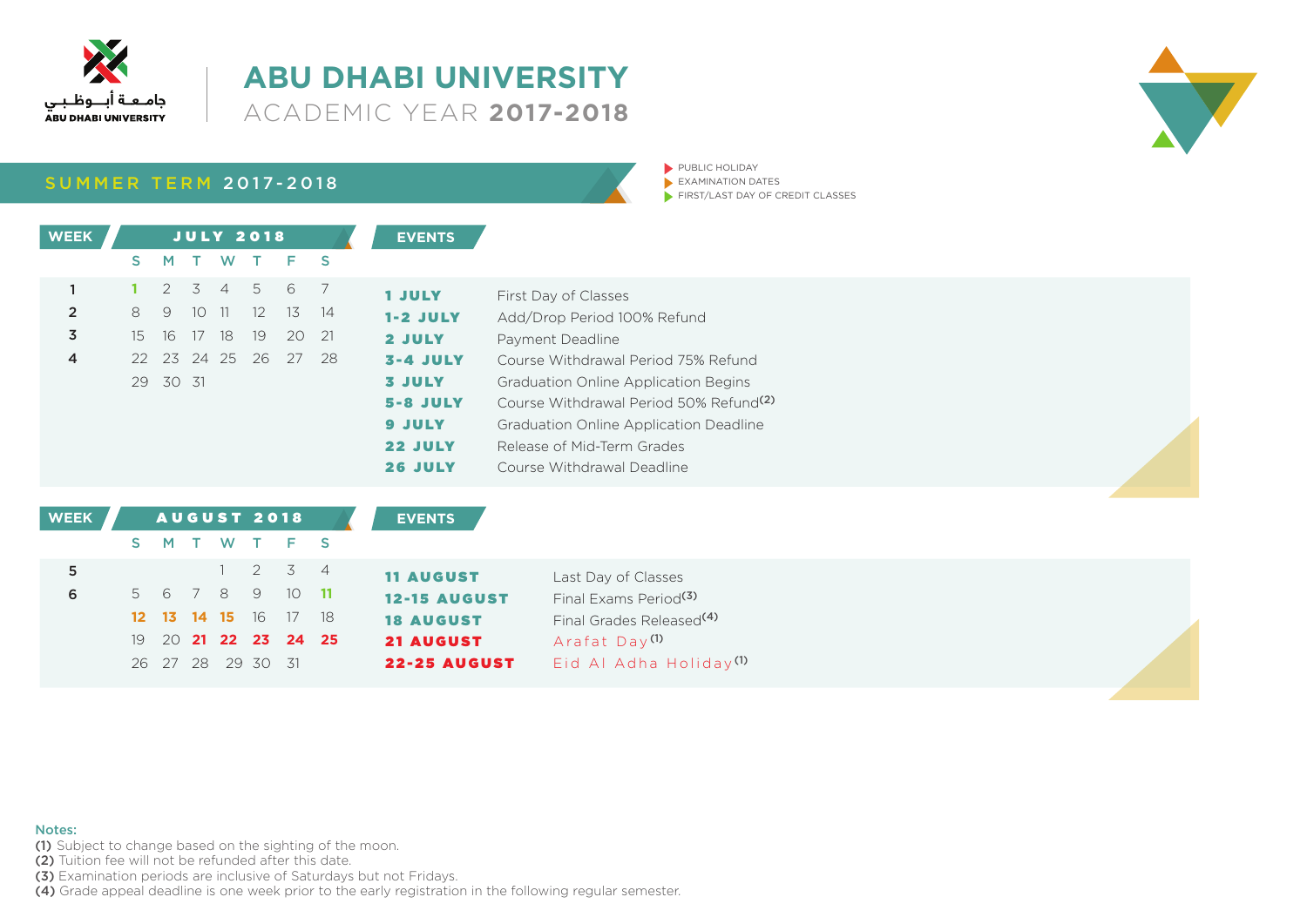جامعة أبوظبي
ABU DHABI UNIVERSITY

# ABU DHABI UNIVERSITY
## ACADEMIC YEAR 2017-2018

PUBLIC HOLIDAY
EXAMINATION DATES
FIRST/LAST DAY OF CREDIT CLASSES

## SUMMER TERM 2017-2018

| WEEK | S | M | T | W | T | F | S |
|---|---|---|---|---|---|---|---|
| | **JULY 2018** | | | | | | |
| 1 | 1 | 2 | 3 | 4 | 5 | 6 | 7 |
| 2 | 8 | 9 | 10 | 11 | 12 | 13 | 14 |
| 3 | 15 | 16 | 17 | 18 | 19 | 20 | 21 |
| 4 | 22 | 23 | 24 | 25 | 26 | 27 | 28 |
| | 29 | 30 | 31 | | | | |

| EVENTS | |
|---|---|
| **1 JULY** | First Day of Classes |
| **1-2 JULY** | Add/Drop Period 100% Refund |
| **2 JULY** | Payment Deadline |
| **3-4 JULY** | Course Withdrawal Period 75% Refund |
| **3 JULY** | Graduation Online Application Begins |
| **5-8 JULY** | Course Withdrawal Period 50% Refund(2) |
| **9 JULY** | Graduation Online Application Deadline |
| **22 JULY** | Release of Mid-Term Grades |
| **26 JULY** | Course Withdrawal Deadline |

| WEEK | S | M | T | W | T | F | S |
|---|---|---|---|---|---|---|---|
| | **AUGUST 2018** | | | | | | |
| 5 | | | | 1 | 2 | 3 | 4 |
| 6 | 5 | 6 | 7 | 8 | 9 | 10 | 11 |
| | 12 | 13 | 14 | 15 | 16 | 17 | 18 |
| | 19 | 20 | 21 | 22 | 23 | 24 | 25 |
| | 26 | 27 | 28 | 29 | 30 | 31 | |

| EVENTS | |
|---|---|
| **11 AUGUST** | Last Day of Classes |
| **12-15 AUGUST** | Final Exams Period(3) |
| **18 AUGUST** | Final Grades Released(4) |
| **21 AUGUST** | Arafat Day(1) |
| **22-25 AUGUST** | Eid Al Adha Holiday(1) |

Notes:
**(1)** Subject to change based on the sighting of the moon.
**(2)** Tuition fee will not be refunded after this date.
**(3)** Examination periods are inclusive of Saturdays but not Fridays.
**(4)** Grade appeal deadline is one week prior to the early registration in the following regular semester.